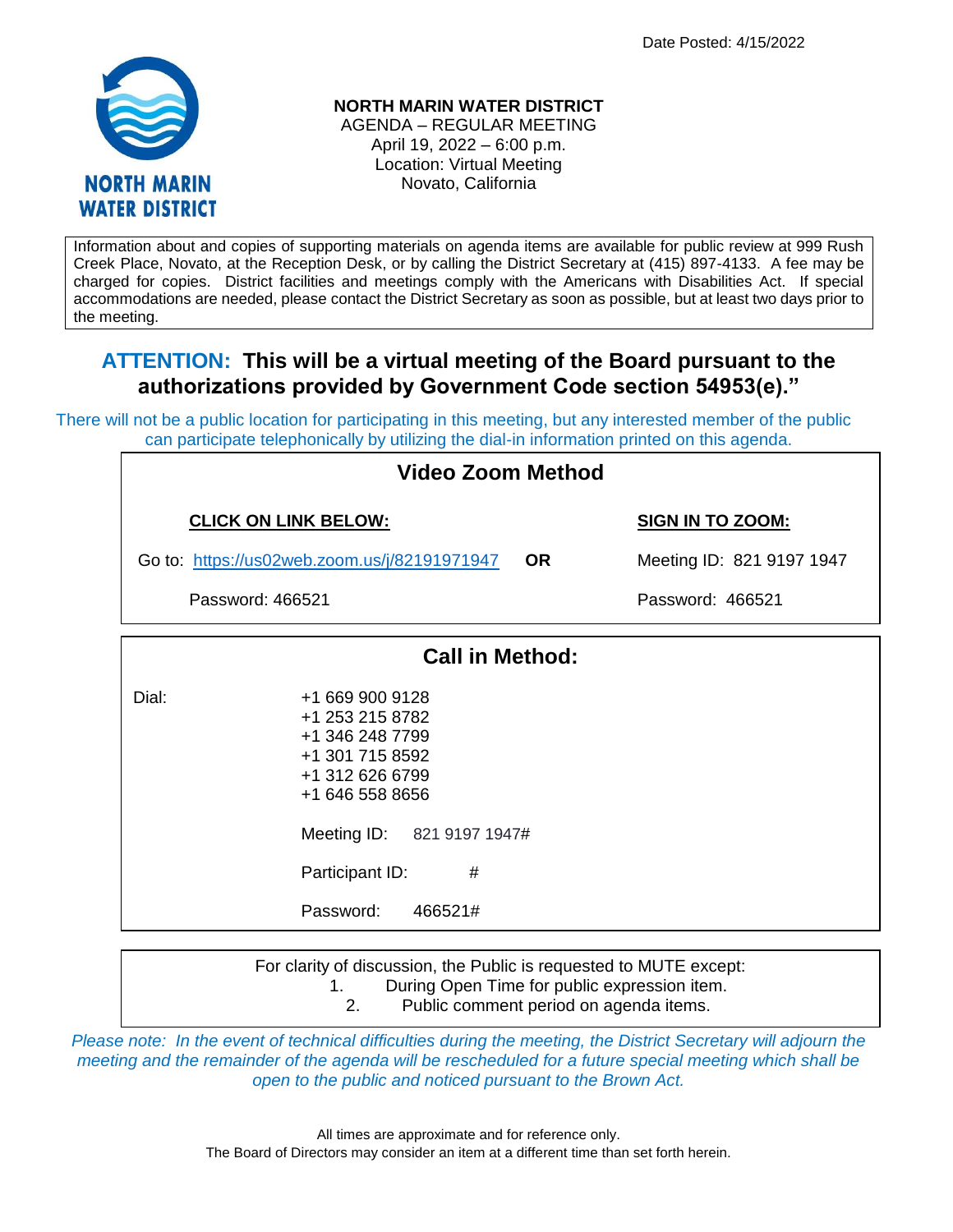Date Posted: 4/15/2022

**NORTH MARIN WATER DISTRICT**
AGENDA – REGULAR MEETING
April 19, 2022 – 6:00 p.m.
Location: Virtual Meeting
Novato, California

Information about and copies of supporting materials on agenda items are available for public review at 999 Rush Creek Place, Novato, at the Reception Desk, or by calling the District Secretary at (415) 897-4133. A fee may be charged for copies. District facilities and meetings comply with the Americans with Disabilities Act. If special accommodations are needed, please contact the District Secretary as soon as possible, but at least two days prior to the meeting.

## ATTENTION: This will be a virtual meeting of the Board pursuant to the authorizations provided by Government Code section 54953(e)."

There will not be a public location for participating in this meeting, but any interested member of the public can participate telephonically by utilizing the dial-in information printed on this agenda.

### Video Zoom Method

| **CLICK ON LINK BELOW:** | | **SIGN IN TO ZOOM:** |
|---|---|---|
| Go to: https://us02web.zoom.us/j/82191971947 | **OR** | Meeting ID: 821 9197 1947 |
| Password: 466521 | | Password: 466521 |

### Call in Method:

Dial:
+1 669 900 9128
+1 253 215 8782
+1 346 248 7799
+1 301 715 8592
+1 312 626 6799
+1 646 558 8656

Meeting ID: 821 9197 1947#

Participant ID: #

Password: 466521#

For clarity of discussion, the Public is requested to MUTE except:
1. During Open Time for public expression item.
2. Public comment period on agenda items.

*Please note: In the event of technical difficulties during the meeting, the District Secretary will adjourn the meeting and the remainder of the agenda will be rescheduled for a future special meeting which shall be open to the public and noticed pursuant to the Brown Act.*

All times are approximate and for reference only.
The Board of Directors may consider an item at a different time than set forth herein.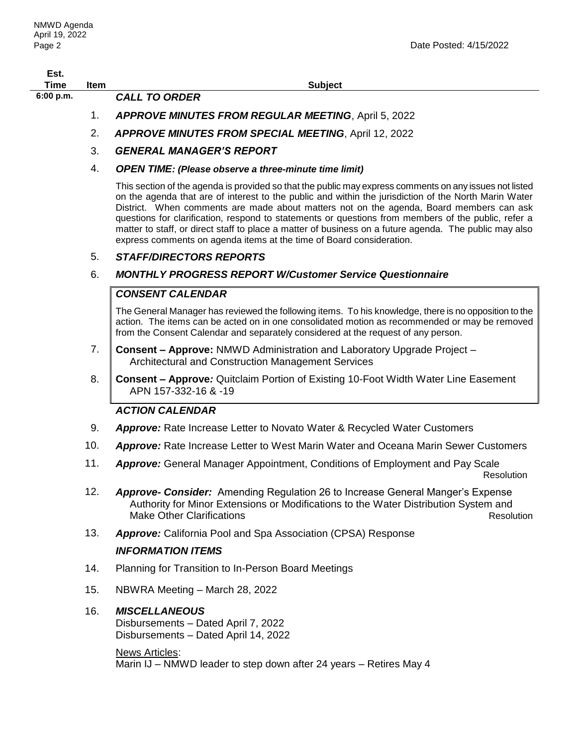| Est. Time | Item | Subject |
|---|---|---|
| 6:00 p.m. | | ***CALL TO ORDER*** |
| | 1. | ***APPROVE MINUTES FROM REGULAR MEETING***, April 5, 2022 |
| | 2. | ***APPROVE MINUTES FROM SPECIAL MEETING***, April 12, 2022 |
| | 3. | ***GENERAL MANAGER'S REPORT*** |
| | 4. | ***OPEN TIME: (Please observe a three-minute time limit)*** |

This section of the agenda is provided so that the public may express comments on any issues not listed on the agenda that are of interest to the public and within the jurisdiction of the North Marin Water District. When comments are made about matters not on the agenda, Board members can ask questions for clarification, respond to statements or questions from members of the public, refer a matter to staff, or direct staff to place a matter of business on a future agenda. The public may also express comments on agenda items at the time of Board consideration.

5. ***STAFF/DIRECTORS REPORTS***

6. ***MONTHLY PROGRESS REPORT W/Customer Service Questionnaire***

***CONSENT CALENDAR***

The General Manager has reviewed the following items. To his knowledge, there is no opposition to the action. The items can be acted on in one consolidated motion as recommended or may be removed from the Consent Calendar and separately considered at the request of any person.

7. **Consent – Approve:** NMWD Administration and Laboratory Upgrade Project – Architectural and Construction Management Services

8. **Consent – Approve*:*** Quitclaim Portion of Existing 10-Foot Width Water Line Easement APN 157-332-16 & -19

***ACTION CALENDAR***

9. ***Approve:*** Rate Increase Letter to Novato Water & Recycled Water Customers

10. ***Approve:*** Rate Increase Letter to West Marin Water and Oceana Marin Sewer Customers

11. ***Approve:*** General Manager Appointment, Conditions of Employment and Pay Scale — Resolution

12. ***Approve- Consider:*** Amending Regulation 26 to Increase General Manger's Expense Authority for Minor Extensions or Modifications to the Water Distribution System and Make Other Clarifications — Resolution

13. ***Approve:*** California Pool and Spa Association (CPSA) Response

***INFORMATION ITEMS***

14. Planning for Transition to In-Person Board Meetings

15. NBWRA Meeting – March 28, 2022

16. ***MISCELLANEOUS***
Disbursements – Dated April 7, 2022
Disbursements – Dated April 14, 2022

News Articles:
Marin IJ – NMWD leader to step down after 24 years – Retires May 4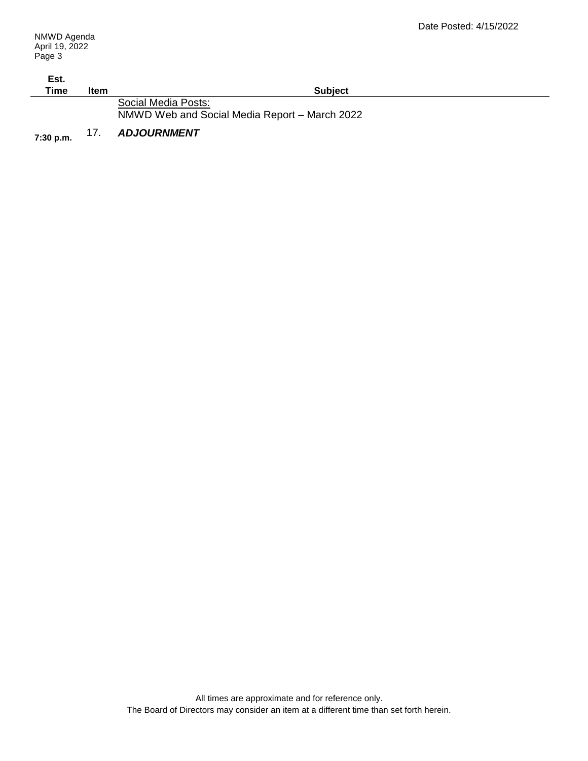| Est. Time | Item | Subject |
|---|---|---|
| | | Social Media Posts:<br>NMWD Web and Social Media Report – March 2022 |
| 7:30 p.m. | 17. | ***ADJOURNMENT*** |

All times are approximate and for reference only.
The Board of Directors may consider an item at a different time than set forth herein.